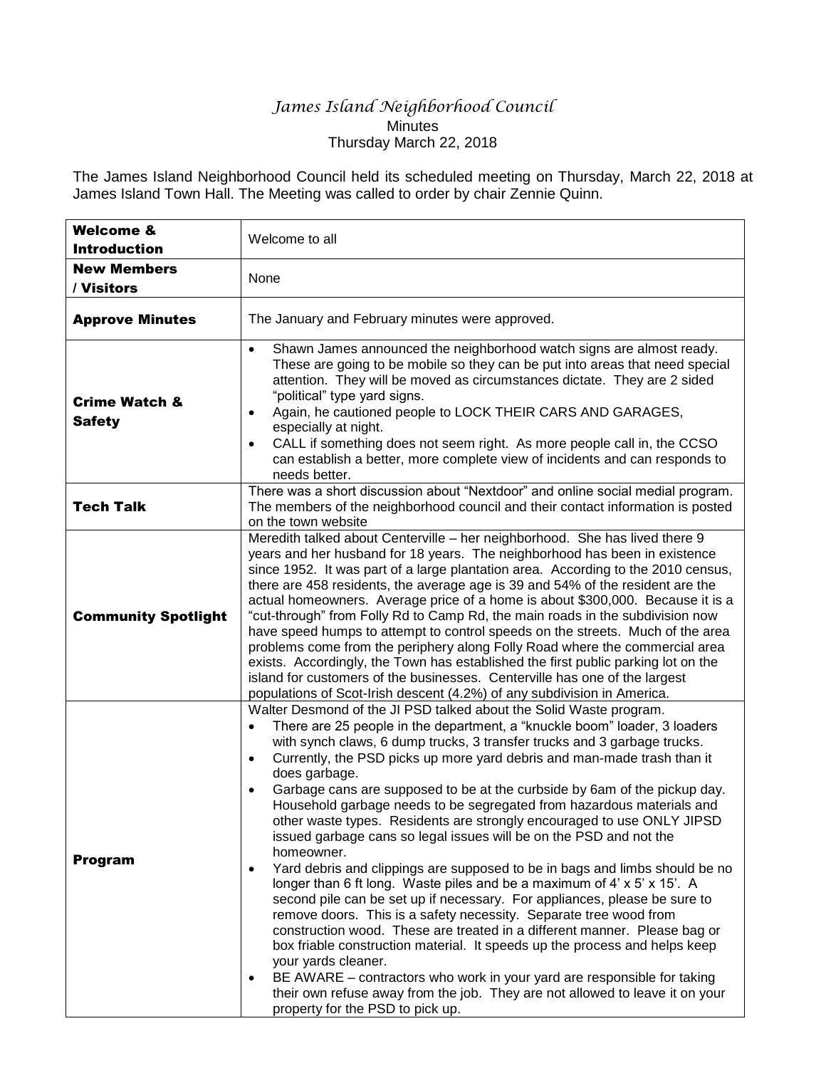# *James Island Neighborhood Council*

Minutes

Thursday March 22, 2018

The James Island Neighborhood Council held its scheduled meeting on Thursday, March 22, 2018 at James Island Town Hall. The Meeting was called to order by chair Zennie Quinn.

| | |
|---|---|
| **Welcome & Introduction** | Welcome to all |
| **New Members / Visitors** | None |
| **Approve Minutes** | The January and February minutes were approved. |
| **Crime Watch & Safety** | • Shawn James announced the neighborhood watch signs are almost ready. These are going to be mobile so they can be put into areas that need special attention. They will be moved as circumstances dictate. They are 2 sided "political" type yard signs.<br>• Again, he cautioned people to LOCK THEIR CARS AND GARAGES, especially at night.<br>• CALL if something does not seem right. As more people call in, the CCSO can establish a better, more complete view of incidents and can responds to needs better. |
| **Tech Talk** | There was a short discussion about "Nextdoor" and online social medial program. The members of the neighborhood council and their contact information is posted on the town website |
| **Community Spotlight** | Meredith talked about Centerville – her neighborhood. She has lived there 9 years and her husband for 18 years. The neighborhood has been in existence since 1952. It was part of a large plantation area. According to the 2010 census, there are 458 residents, the average age is 39 and 54% of the resident are the actual homeowners. Average price of a home is about $300,000. Because it is a "cut-through" from Folly Rd to Camp Rd, the main roads in the subdivision now have speed humps to attempt to control speeds on the streets. Much of the area problems come from the periphery along Folly Road where the commercial area exists. Accordingly, the Town has established the first public parking lot on the island for customers of the businesses. Centerville has one of the largest populations of Scot-Irish descent (4.2%) of any subdivision in America. |
| **Program** | Walter Desmond of the JI PSD talked about the Solid Waste program.<br>• There are 25 people in the department, a "knuckle boom" loader, 3 loaders with synch claws, 6 dump trucks, 3 transfer trucks and 3 garbage trucks.<br>• Currently, the PSD picks up more yard debris and man-made trash than it does garbage.<br>• Garbage cans are supposed to be at the curbside by 6am of the pickup day. Household garbage needs to be segregated from hazardous materials and other waste types. Residents are strongly encouraged to use ONLY JIPSD issued garbage cans so legal issues will be on the PSD and not the homeowner.<br>• Yard debris and clippings are supposed to be in bags and limbs should be no longer than 6 ft long. Waste piles and be a maximum of 4' x 5' x 15'. A second pile can be set up if necessary. For appliances, please be sure to remove doors. This is a safety necessity. Separate tree wood from construction wood. These are treated in a different manner. Please bag or box friable construction material. It speeds up the process and helps keep your yards cleaner.<br>• BE AWARE – contractors who work in your yard are responsible for taking their own refuse away from the job. They are not allowed to leave it on your property for the PSD to pick up. |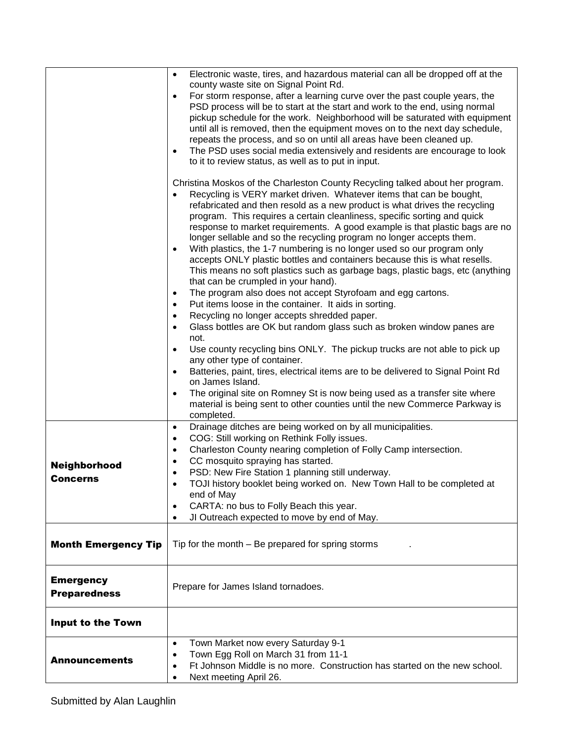| | |
|---|---|
| | • Electronic waste, tires, and hazardous material can all be dropped off at the county waste site on Signal Point Rd.<br>• For storm response, after a learning curve over the past couple years, the PSD process will be to start at the start and work to the end, using normal pickup schedule for the work. Neighborhood will be saturated with equipment until all is removed, then the equipment moves on to the next day schedule, repeats the process, and so on until all areas have been cleaned up.<br>• The PSD uses social media extensively and residents are encourage to look to it to review status, as well as to put in input.<br><br>Christina Moskos of the Charleston County Recycling talked about her program.<br>• Recycling is VERY market driven. Whatever items that can be bought, refabricated and then resold as a new product is what drives the recycling program. This requires a certain cleanliness, specific sorting and quick response to market requirements. A good example is that plastic bags are no longer sellable and so the recycling program no longer accepts them.<br>• With plastics, the 1-7 numbering is no longer used so our program only accepts ONLY plastic bottles and containers because this is what resells. This means no soft plastics such as garbage bags, plastic bags, etc (anything that can be crumpled in your hand).<br>• The program also does not accept Styrofoam and egg cartons.<br>• Put items loose in the container. It aids in sorting.<br>• Recycling no longer accepts shredded paper.<br>• Glass bottles are OK but random glass such as broken window panes are not.<br>• Use county recycling bins ONLY. The pickup trucks are not able to pick up any other type of container.<br>• Batteries, paint, tires, electrical items are to be delivered to Signal Point Rd on James Island.<br>• The original site on Romney St is now being used as a transfer site where material is being sent to other counties until the new Commerce Parkway is completed. |
| **Neighborhood Concerns** | • Drainage ditches are being worked on by all municipalities.<br>• COG: Still working on Rethink Folly issues.<br>• Charleston County nearing completion of Folly Camp intersection.<br>• CC mosquito spraying has started.<br>• PSD: New Fire Station 1 planning still underway.<br>• TOJI history booklet being worked on. New Town Hall to be completed at end of May<br>• CARTA: no bus to Folly Beach this year.<br>• JI Outreach expected to move by end of May. |
| **Month Emergency Tip** | Tip for the month – Be prepared for spring storms . |
| **Emergency Preparedness** | Prepare for James Island tornadoes. |
| **Input to the Town** | |
| **Announcements** | • Town Market now every Saturday 9-1<br>• Town Egg Roll on March 31 from 11-1<br>• Ft Johnson Middle is no more. Construction has started on the new school.<br>• Next meeting April 26. |

Submitted by Alan Laughlin